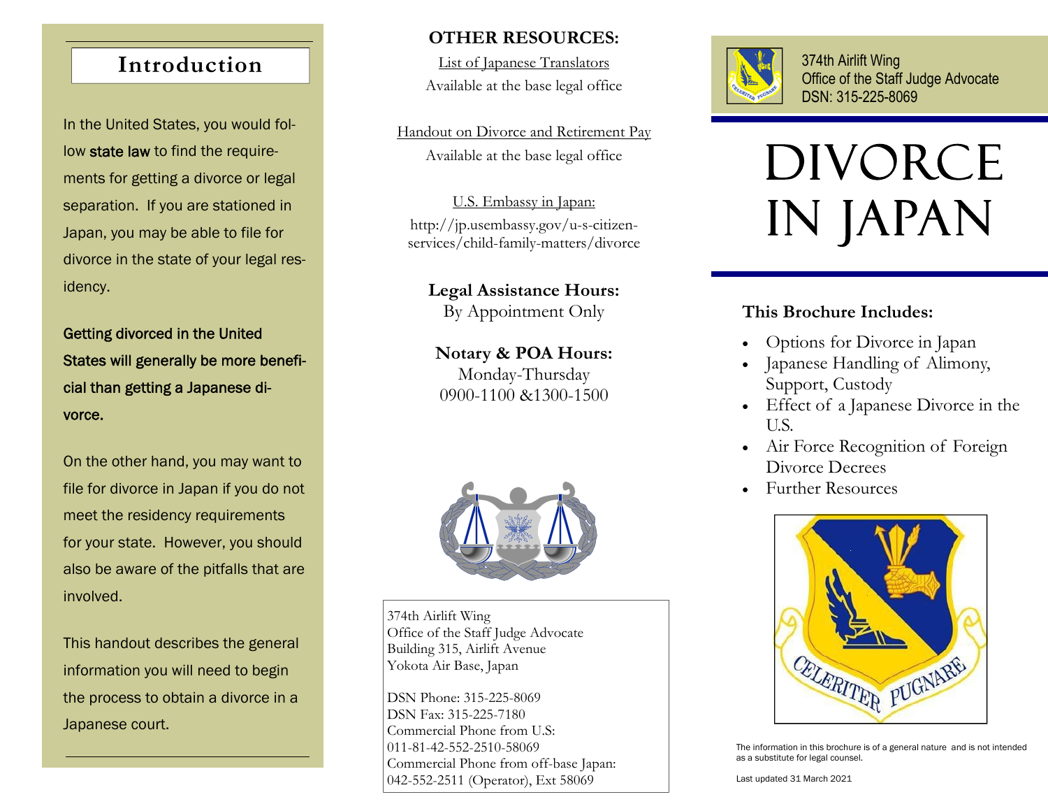## Introduction

In the United States, you would follow **state law** to find the requirements for getting a divorce or legal separation. If you are stationed in Japan, you may be able to file for divorce in the state of your legal residency.

**Getting divorced in the United States will generally be more beneficial than getting a Japanese divorce.**

On the other hand, you may want to file for divorce in Japan if you do not meet the residency requirements for your state. However, you should also be aware of the pitfalls that are involved.

This handout describes the general information you will need to begin the process to obtain a divorce in a Japanese court.

## OTHER RESOURCES:

List of Japanese Translators
Available at the base legal office

Handout on Divorce and Retirement Pay
Available at the base legal office

U.S. Embassy in Japan:
http://jp.usembassy.gov/u-s-citizen-services/child-family-matters/divorce

**Legal Assistance Hours:**
By Appointment Only

**Notary & POA Hours:**
Monday-Thursday
0900-1100 &1300-1500

374th Airlift Wing
Office of the Staff Judge Advocate
Building 315, Airlift Avenue
Yokota Air Base, Japan

DSN Phone: 315-225-8069
DSN Fax: 315-225-7180
Commercial Phone from U.S.:
011-81-42-552-2510-58069
Commercial Phone from off-base Japan:
042-552-2511 (Operator), Ext 58069

374th Airlift Wing
Office of the Staff Judge Advocate
DSN: 315-225-8069

# DIVORCE IN JAPAN

### This Brochure Includes:

- Options for Divorce in Japan
- Japanese Handling of Alimony, Support, Custody
- Effect of a Japanese Divorce in the U.S.
- Air Force Recognition of Foreign Divorce Decrees
- Further Resources

CELERITER PUGNARE

The information in this brochure is of a general nature and is not intended as a substitute for legal counsel.

Last updated 31 March 2021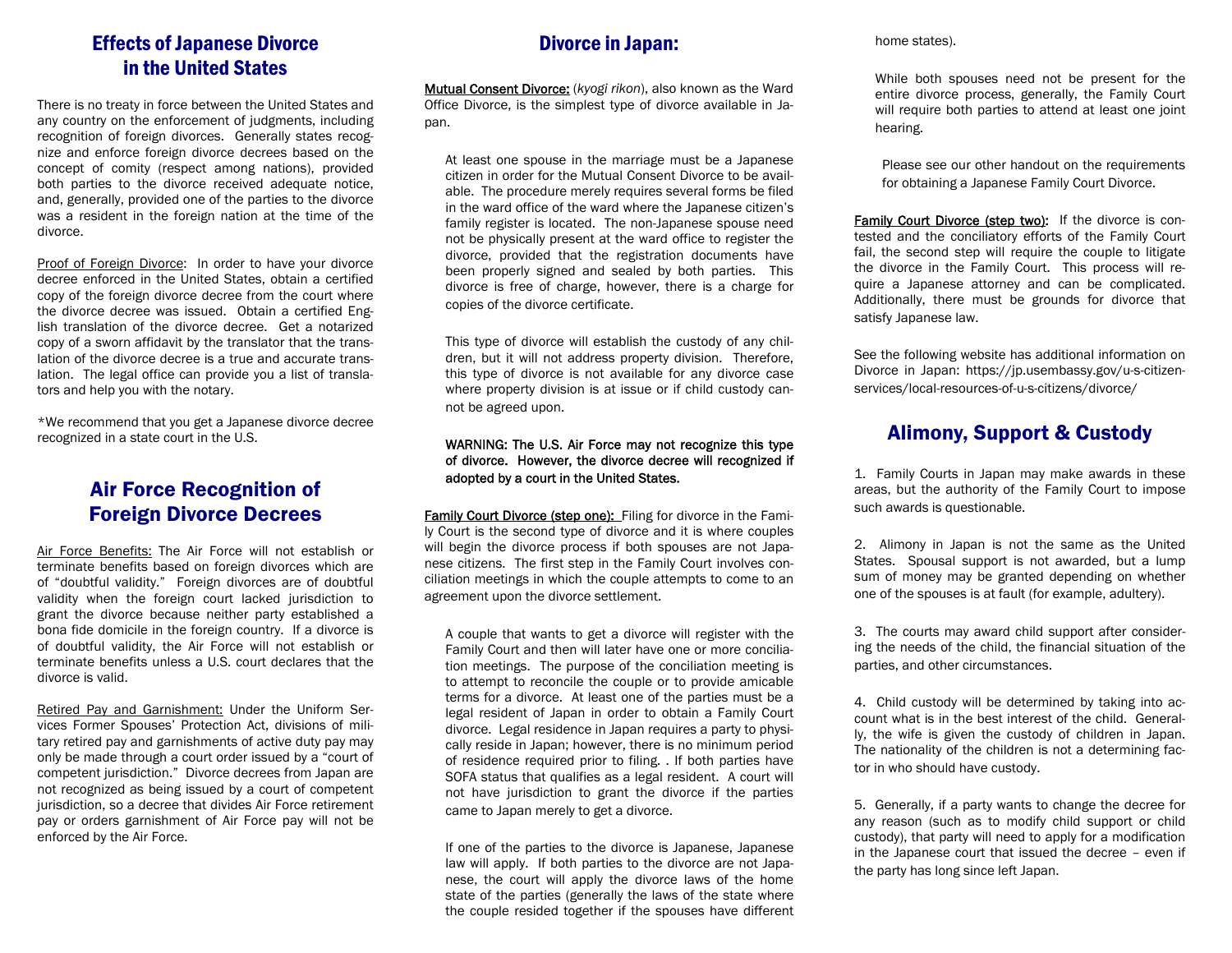## Effects of Japanese Divorce in the United States

There is no treaty in force between the United States and any country on the enforcement of judgments, including recognition of foreign divorces. Generally states recognize and enforce foreign divorce decrees based on the concept of comity (respect among nations), provided both parties to the divorce received adequate notice, and, generally, provided one of the parties to the divorce was a resident in the foreign nation at the time of the divorce.

Proof of Foreign Divorce: In order to have your divorce decree enforced in the United States, obtain a certified copy of the foreign divorce decree from the court where the divorce decree was issued. Obtain a certified English translation of the divorce decree. Get a notarized copy of a sworn affidavit by the translator that the translation of the divorce decree is a true and accurate translation. The legal office can provide you a list of translators and help you with the notary.

*We recommend that you get a Japanese divorce decree recognized in a state court in the U.S.

## Air Force Recognition of Foreign Divorce Decrees

Air Force Benefits: The Air Force will not establish or terminate benefits based on foreign divorces which are of "doubtful validity." Foreign divorces are of doubtful validity when the foreign court lacked jurisdiction to grant the divorce because neither party established a bona fide domicile in the foreign country. If a divorce is of doubtful validity, the Air Force will not establish or terminate benefits unless a U.S. court declares that the divorce is valid.

Retired Pay and Garnishment: Under the Uniform Services Former Spouses' Protection Act, divisions of military retired pay and garnishments of active duty pay may only be made through a court order issued by a "court of competent jurisdiction." Divorce decrees from Japan are not recognized as being issued by a court of competent jurisdiction, so a decree that divides Air Force retirement pay or orders garnishment of Air Force pay will not be enforced by the Air Force.

## Divorce in Japan:

Mutual Consent Divorce: (*kyogi rikon*), also known as the Ward Office Divorce, is the simplest type of divorce available in Japan.

At least one spouse in the marriage must be a Japanese citizen in order for the Mutual Consent Divorce to be available. The procedure merely requires several forms be filed in the ward office of the ward where the Japanese citizen's family register is located. The non-Japanese spouse need not be physically present at the ward office to register the divorce, provided that the registration documents have been properly signed and sealed by both parties. This divorce is free of charge, however, there is a charge for copies of the divorce certificate.

This type of divorce will establish the custody of any children, but it will not address property division. Therefore, this type of divorce is not available for any divorce case where property division is at issue or if child custody cannot be agreed upon.

**WARNING: The U.S. Air Force may not recognize this type of divorce. However, the divorce decree will recognized if adopted by a court in the United States.**

Family Court Divorce (step one): Filing for divorce in the Family Court is the second type of divorce and it is where couples will begin the divorce process if both spouses are not Japanese citizens. The first step in the Family Court involves conciliation meetings in which the couple attempts to come to an agreement upon the divorce settlement.

A couple that wants to get a divorce will register with the Family Court and then will later have one or more conciliation meetings. The purpose of the conciliation meeting is to attempt to reconcile the couple or to provide amicable terms for a divorce. At least one of the parties must be a legal resident of Japan in order to obtain a Family Court divorce. Legal residence in Japan requires a party to physically reside in Japan; however, there is no minimum period of residence required prior to filing. . If both parties have SOFA status that qualifies as a legal resident. A court will not have jurisdiction to grant the divorce if the parties came to Japan merely to get a divorce.

If one of the parties to the divorce is Japanese, Japanese law will apply. If both parties to the divorce are not Japanese, the court will apply the divorce laws of the home state of the parties (generally the laws of the state where the couple resided together if the spouses have different home states).

While both spouses need not be present for the entire divorce process, generally, the Family Court will require both parties to attend at least one joint hearing.

Please see our other handout on the requirements for obtaining a Japanese Family Court Divorce.

Family Court Divorce (step two): If the divorce is contested and the conciliatory efforts of the Family Court fail, the second step will require the couple to litigate the divorce in the Family Court. This process will require a Japanese attorney and can be complicated. Additionally, there must be grounds for divorce that satisfy Japanese law.

See the following website has additional information on Divorce in Japan: https://jp.usembassy.gov/u-s-citizen-services/local-resources-of-u-s-citizens/divorce/

## Alimony, Support & Custody

1. Family Courts in Japan may make awards in these areas, but the authority of the Family Court to impose such awards is questionable.

2. Alimony in Japan is not the same as the United States. Spousal support is not awarded, but a lump sum of money may be granted depending on whether one of the spouses is at fault (for example, adultery).

3. The courts may award child support after considering the needs of the child, the financial situation of the parties, and other circumstances.

4. Child custody will be determined by taking into account what is in the best interest of the child. Generally, the wife is given the custody of children in Japan. The nationality of the children is not a determining factor in who should have custody.

5. Generally, if a party wants to change the decree for any reason (such as to modify child support or child custody), that party will need to apply for a modification in the Japanese court that issued the decree – even if the party has long since left Japan.